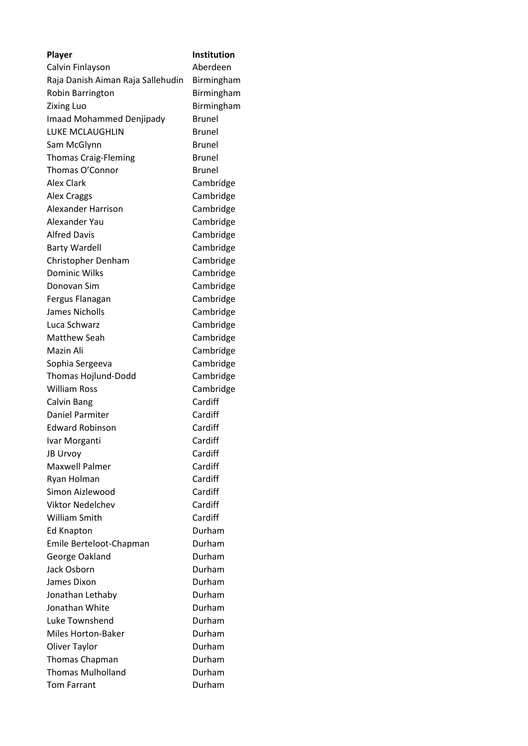| Player | Institution |
| --- | --- |
| Calvin Finlayson | Aberdeen |
| Raja Danish Aiman Raja Sallehudin | Birmingham |
| Robin Barrington | Birmingham |
| Zixing Luo | Birmingham |
| Imaad Mohammed Denjipady | Brunel |
| LUKE MCLAUGHLIN | Brunel |
| Sam McGlynn | Brunel |
| Thomas Craig-Fleming | Brunel |
| Thomas O'Connor | Brunel |
| Alex Clark | Cambridge |
| Alex Craggs | Cambridge |
| Alexander Harrison | Cambridge |
| Alexander Yau | Cambridge |
| Alfred Davis | Cambridge |
| Barty Wardell | Cambridge |
| Christopher Denham | Cambridge |
| Dominic Wilks | Cambridge |
| Donovan Sim | Cambridge |
| Fergus Flanagan | Cambridge |
| James Nicholls | Cambridge |
| Luca Schwarz | Cambridge |
| Matthew Seah | Cambridge |
| Mazin Ali | Cambridge |
| Sophia Sergeeva | Cambridge |
| Thomas Hojlund-Dodd | Cambridge |
| William Ross | Cambridge |
| Calvin Bang | Cardiff |
| Daniel Parmiter | Cardiff |
| Edward Robinson | Cardiff |
| Ivar Morganti | Cardiff |
| JB Urvoy | Cardiff |
| Maxwell Palmer | Cardiff |
| Ryan Holman | Cardiff |
| Simon Aizlewood | Cardiff |
| Viktor Nedelchev | Cardiff |
| William Smith | Cardiff |
| Ed Knapton | Durham |
| Emile Berteloot-Chapman | Durham |
| George Oakland | Durham |
| Jack Osborn | Durham |
| James Dixon | Durham |
| Jonathan Lethaby | Durham |
| Jonathan White | Durham |
| Luke Townshend | Durham |
| Miles Horton-Baker | Durham |
| Oliver Taylor | Durham |
| Thomas Chapman | Durham |
| Thomas Mulholland | Durham |
| Tom Farrant | Durham |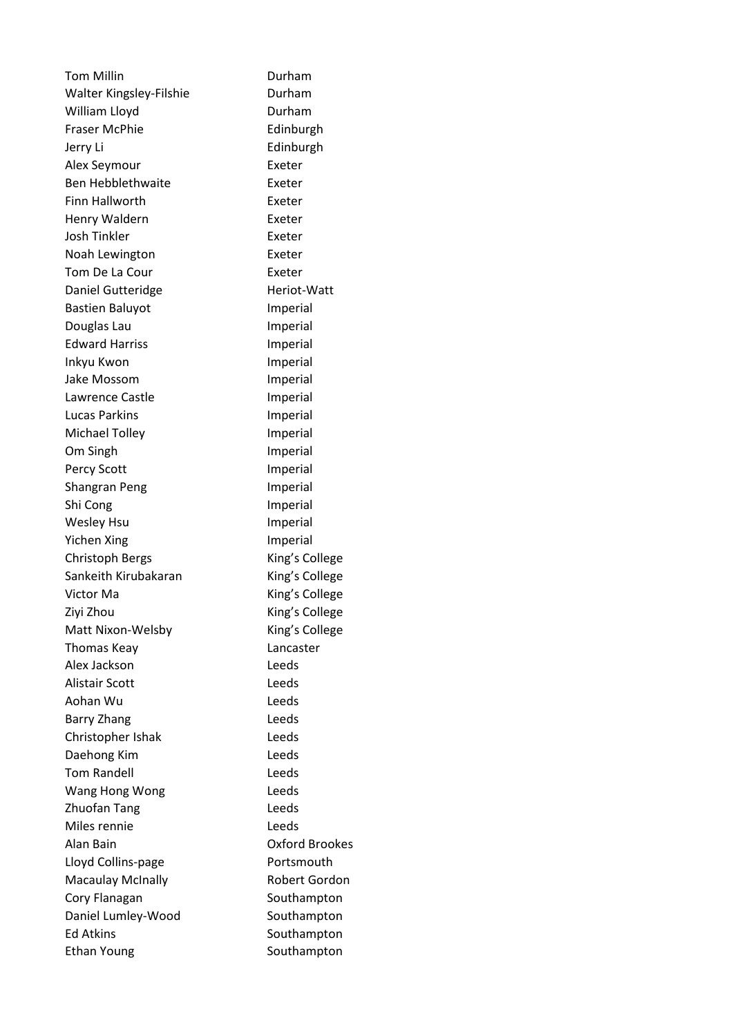| | |
|---|---|
| Tom Millin | Durham |
| Walter Kingsley-Filshie | Durham |
| William Lloyd | Durham |
| Fraser McPhie | Edinburgh |
| Jerry Li | Edinburgh |
| Alex Seymour | Exeter |
| Ben Hebblethwaite | Exeter |
| Finn Hallworth | Exeter |
| Henry Waldern | Exeter |
| Josh Tinkler | Exeter |
| Noah Lewington | Exeter |
| Tom De La Cour | Exeter |
| Daniel Gutteridge | Heriot-Watt |
| Bastien Baluyot | Imperial |
| Douglas Lau | Imperial |
| Edward Harriss | Imperial |
| Inkyu Kwon | Imperial |
| Jake Mossom | Imperial |
| Lawrence Castle | Imperial |
| Lucas Parkins | Imperial |
| Michael Tolley | Imperial |
| Om Singh | Imperial |
| Percy Scott | Imperial |
| Shangran Peng | Imperial |
| Shi Cong | Imperial |
| Wesley Hsu | Imperial |
| Yichen Xing | Imperial |
| Christoph Bergs | King's College |
| Sankeith Kirubakaran | King's College |
| Victor Ma | King's College |
| Ziyi Zhou | King's College |
| Matt Nixon-Welsby | King's College |
| Thomas Keay | Lancaster |
| Alex Jackson | Leeds |
| Alistair Scott | Leeds |
| Aohan Wu | Leeds |
| Barry Zhang | Leeds |
| Christopher Ishak | Leeds |
| Daehong Kim | Leeds |
| Tom Randell | Leeds |
| Wang Hong Wong | Leeds |
| Zhuofan Tang | Leeds |
| Miles rennie | Leeds |
| Alan Bain | Oxford Brookes |
| Lloyd Collins-page | Portsmouth |
| Macaulay McInally | Robert Gordon |
| Cory Flanagan | Southampton |
| Daniel Lumley-Wood | Southampton |
| Ed Atkins | Southampton |
| Ethan Young | Southampton |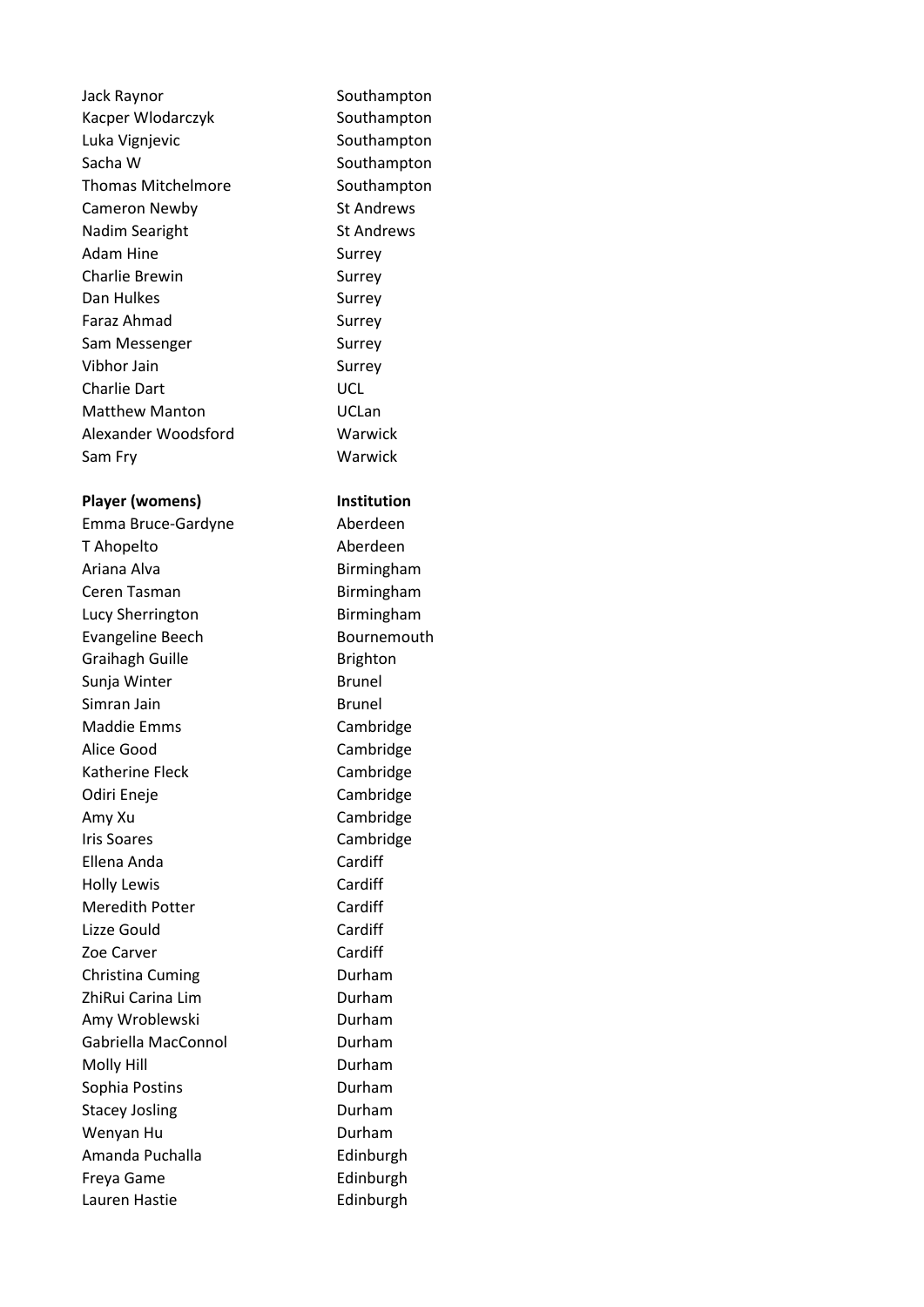| | |
|---|---|
| Jack Raynor | Southampton |
| Kacper Wlodarczyk | Southampton |
| Luka Vignjevic | Southampton |
| Sacha W | Southampton |
| Thomas Mitchelmore | Southampton |
| Cameron Newby | St Andrews |
| Nadim Searight | St Andrews |
| Adam Hine | Surrey |
| Charlie Brewin | Surrey |
| Dan Hulkes | Surrey |
| Faraz Ahmad | Surrey |
| Sam Messenger | Surrey |
| Vibhor Jain | Surrey |
| Charlie Dart | UCL |
| Matthew Manton | UCLan |
| Alexander Woodsford | Warwick |
| Sam Fry | Warwick |

| **Player (womens)** | **Institution** |
|---|---|
| Emma Bruce-Gardyne | Aberdeen |
| T Ahopelto | Aberdeen |
| Ariana Alva | Birmingham |
| Ceren Tasman | Birmingham |
| Lucy Sherrington | Birmingham |
| Evangeline Beech | Bournemouth |
| Graihagh Guille | Brighton |
| Sunja Winter | Brunel |
| Simran Jain | Brunel |
| Maddie Emms | Cambridge |
| Alice Good | Cambridge |
| Katherine Fleck | Cambridge |
| Odiri Eneje | Cambridge |
| Amy Xu | Cambridge |
| Iris Soares | Cambridge |
| Ellena Anda | Cardiff |
| Holly Lewis | Cardiff |
| Meredith Potter | Cardiff |
| Lizze Gould | Cardiff |
| Zoe Carver | Cardiff |
| Christina Cuming | Durham |
| ZhiRui Carina Lim | Durham |
| Amy Wroblewski | Durham |
| Gabriella MacConnol | Durham |
| Molly Hill | Durham |
| Sophia Postins | Durham |
| Stacey Josling | Durham |
| Wenyan Hu | Durham |
| Amanda Puchalla | Edinburgh |
| Freya Game | Edinburgh |
| Lauren Hastie | Edinburgh |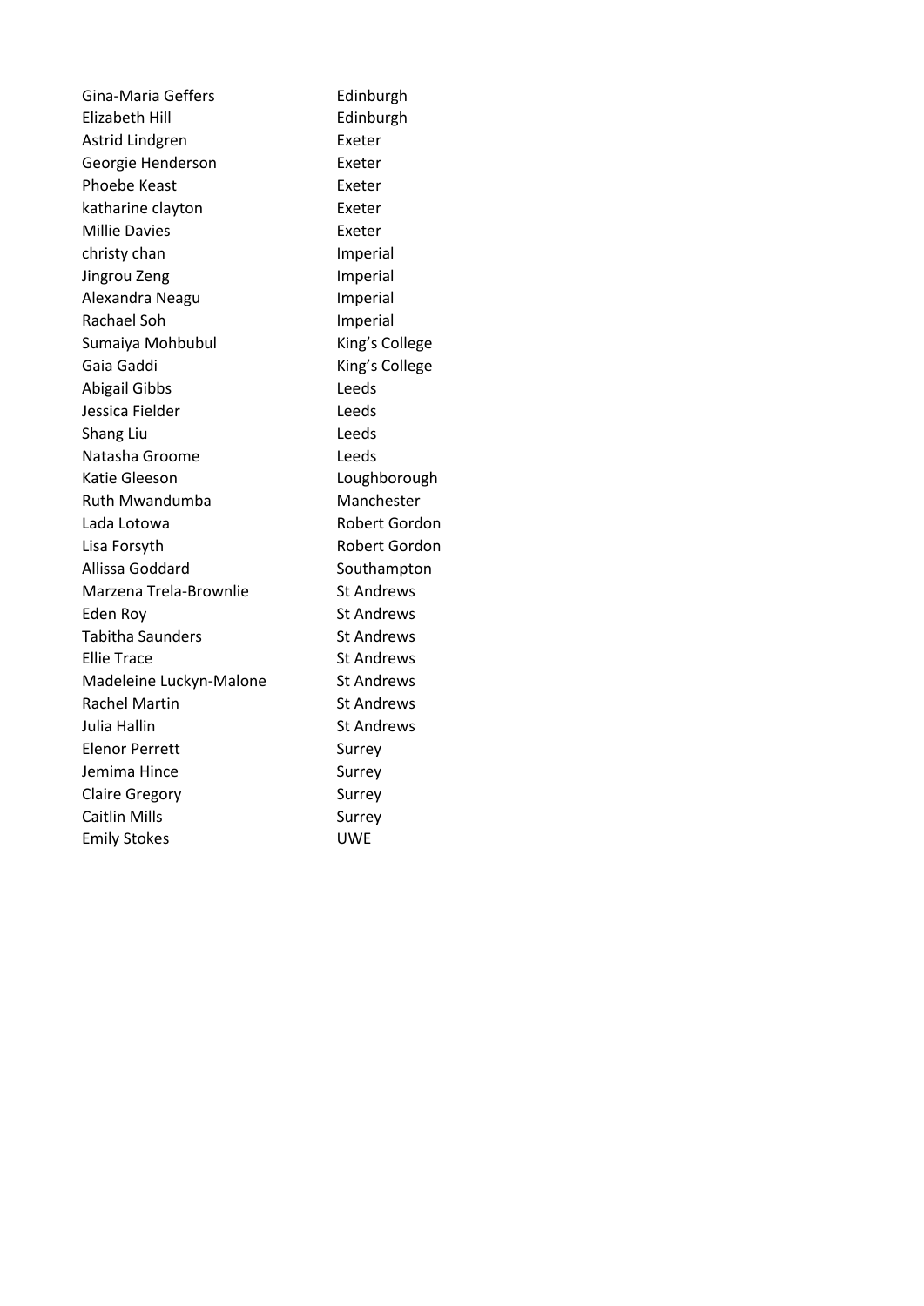| | |
|---|---|
| Gina-Maria Geffers | Edinburgh |
| Elizabeth Hill | Edinburgh |
| Astrid Lindgren | Exeter |
| Georgie Henderson | Exeter |
| Phoebe Keast | Exeter |
| katharine clayton | Exeter |
| Millie Davies | Exeter |
| christy chan | Imperial |
| Jingrou Zeng | Imperial |
| Alexandra Neagu | Imperial |
| Rachael Soh | Imperial |
| Sumaiya Mohbubul | King's College |
| Gaia Gaddi | King's College |
| Abigail Gibbs | Leeds |
| Jessica Fielder | Leeds |
| Shang Liu | Leeds |
| Natasha Groome | Leeds |
| Katie Gleeson | Loughborough |
| Ruth Mwandumba | Manchester |
| Lada Lotowa | Robert Gordon |
| Lisa Forsyth | Robert Gordon |
| Allissa Goddard | Southampton |
| Marzena Trela-Brownlie | St Andrews |
| Eden Roy | St Andrews |
| Tabitha Saunders | St Andrews |
| Ellie Trace | St Andrews |
| Madeleine Luckyn-Malone | St Andrews |
| Rachel Martin | St Andrews |
| Julia Hallin | St Andrews |
| Elenor Perrett | Surrey |
| Jemima Hince | Surrey |
| Claire Gregory | Surrey |
| Caitlin Mills | Surrey |
| Emily Stokes | UWE |